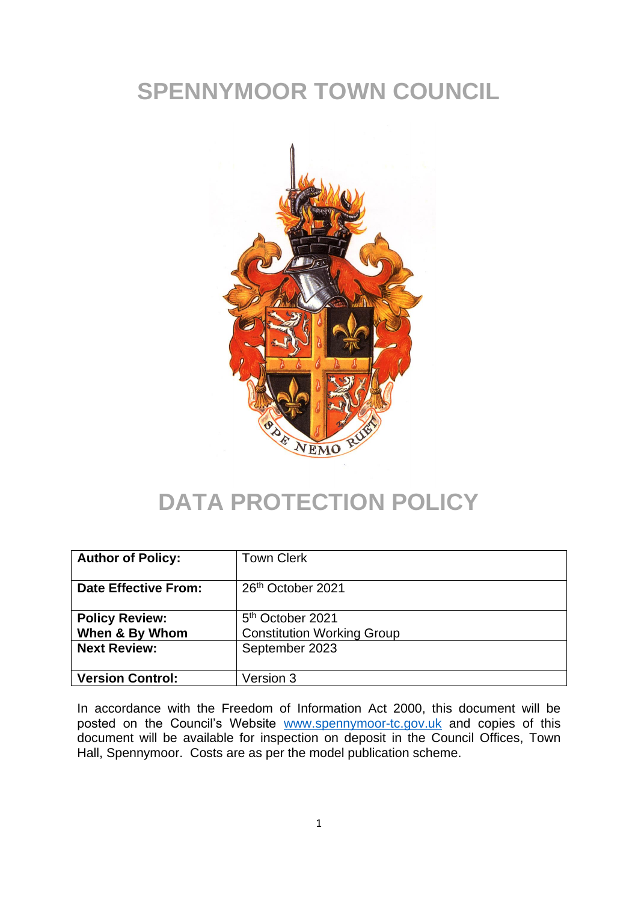# SPENNYMOOR TOWN COUNCIL

# DATA PROTECTION POLICY

| Author of Policy: | Town Clerk |
|---|---|
| **Date Effective From:** | 26th October 2021 |
| **Policy Review: When & By Whom** | 5th October 2021 Constitution Working Group |
| **Next Review:** | September 2023 |
| **Version Control:** | Version 3 |

In accordance with the Freedom of Information Act 2000, this document will be posted on the Council's Website www.spennymoor-tc.gov.uk and copies of this document will be available for inspection on deposit in the Council Offices, Town Hall, Spennymoor. Costs are as per the model publication scheme.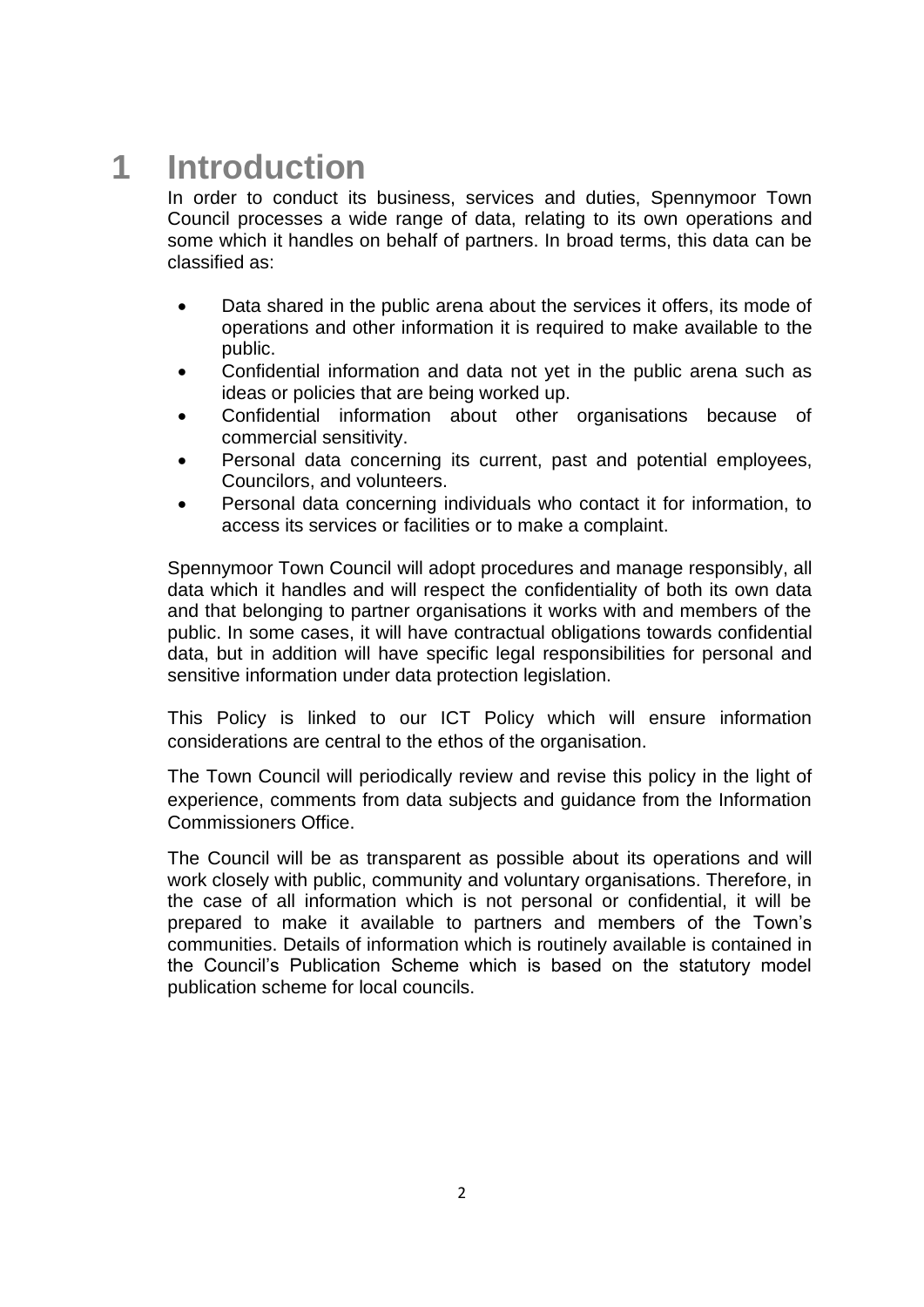# 1 Introduction

In order to conduct its business, services and duties, Spennymoor Town Council processes a wide range of data, relating to its own operations and some which it handles on behalf of partners. In broad terms, this data can be classified as:

- Data shared in the public arena about the services it offers, its mode of operations and other information it is required to make available to the public.
- Confidential information and data not yet in the public arena such as ideas or policies that are being worked up.
- Confidential information about other organisations because of commercial sensitivity.
- Personal data concerning its current, past and potential employees, Councilors, and volunteers.
- Personal data concerning individuals who contact it for information, to access its services or facilities or to make a complaint.

Spennymoor Town Council will adopt procedures and manage responsibly, all data which it handles and will respect the confidentiality of both its own data and that belonging to partner organisations it works with and members of the public. In some cases, it will have contractual obligations towards confidential data, but in addition will have specific legal responsibilities for personal and sensitive information under data protection legislation.

This Policy is linked to our ICT Policy which will ensure information considerations are central to the ethos of the organisation.

The Town Council will periodically review and revise this policy in the light of experience, comments from data subjects and guidance from the Information Commissioners Office.

The Council will be as transparent as possible about its operations and will work closely with public, community and voluntary organisations. Therefore, in the case of all information which is not personal or confidential, it will be prepared to make it available to partners and members of the Town's communities. Details of information which is routinely available is contained in the Council's Publication Scheme which is based on the statutory model publication scheme for local councils.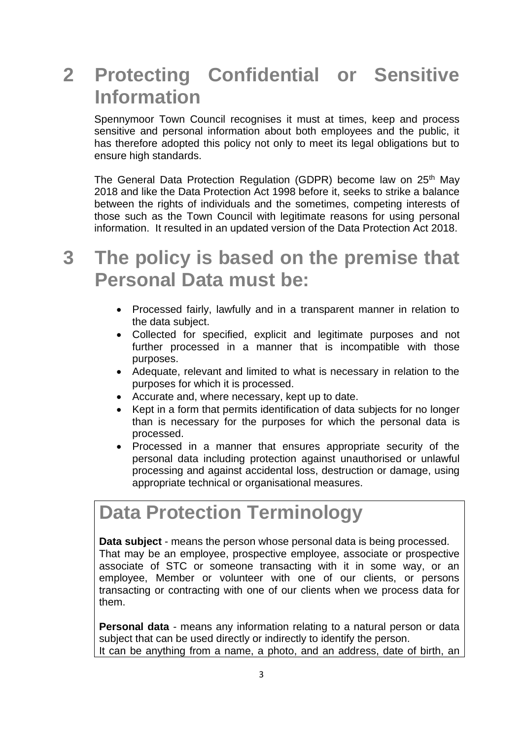# 2 Protecting Confidential or Sensitive Information

Spennymoor Town Council recognises it must at times, keep and process sensitive and personal information about both employees and the public, it has therefore adopted this policy not only to meet its legal obligations but to ensure high standards.

The General Data Protection Regulation (GDPR) become law on 25th May 2018 and like the Data Protection Act 1998 before it, seeks to strike a balance between the rights of individuals and the sometimes, competing interests of those such as the Town Council with legitimate reasons for using personal information. It resulted in an updated version of the Data Protection Act 2018.

# 3 The policy is based on the premise that Personal Data must be:

- Processed fairly, lawfully and in a transparent manner in relation to the data subject.
- Collected for specified, explicit and legitimate purposes and not further processed in a manner that is incompatible with those purposes.
- Adequate, relevant and limited to what is necessary in relation to the purposes for which it is processed.
- Accurate and, where necessary, kept up to date.
- Kept in a form that permits identification of data subjects for no longer than is necessary for the purposes for which the personal data is processed.
- Processed in a manner that ensures appropriate security of the personal data including protection against unauthorised or unlawful processing and against accidental loss, destruction or damage, using appropriate technical or organisational measures.

## Data Protection Terminology

**Data subject** - means the person whose personal data is being processed. That may be an employee, prospective employee, associate or prospective associate of STC or someone transacting with it in some way, or an employee, Member or volunteer with one of our clients, or persons transacting or contracting with one of our clients when we process data for them.

**Personal data** - means any information relating to a natural person or data subject that can be used directly or indirectly to identify the person. It can be anything from a name, a photo, and an address, date of birth, an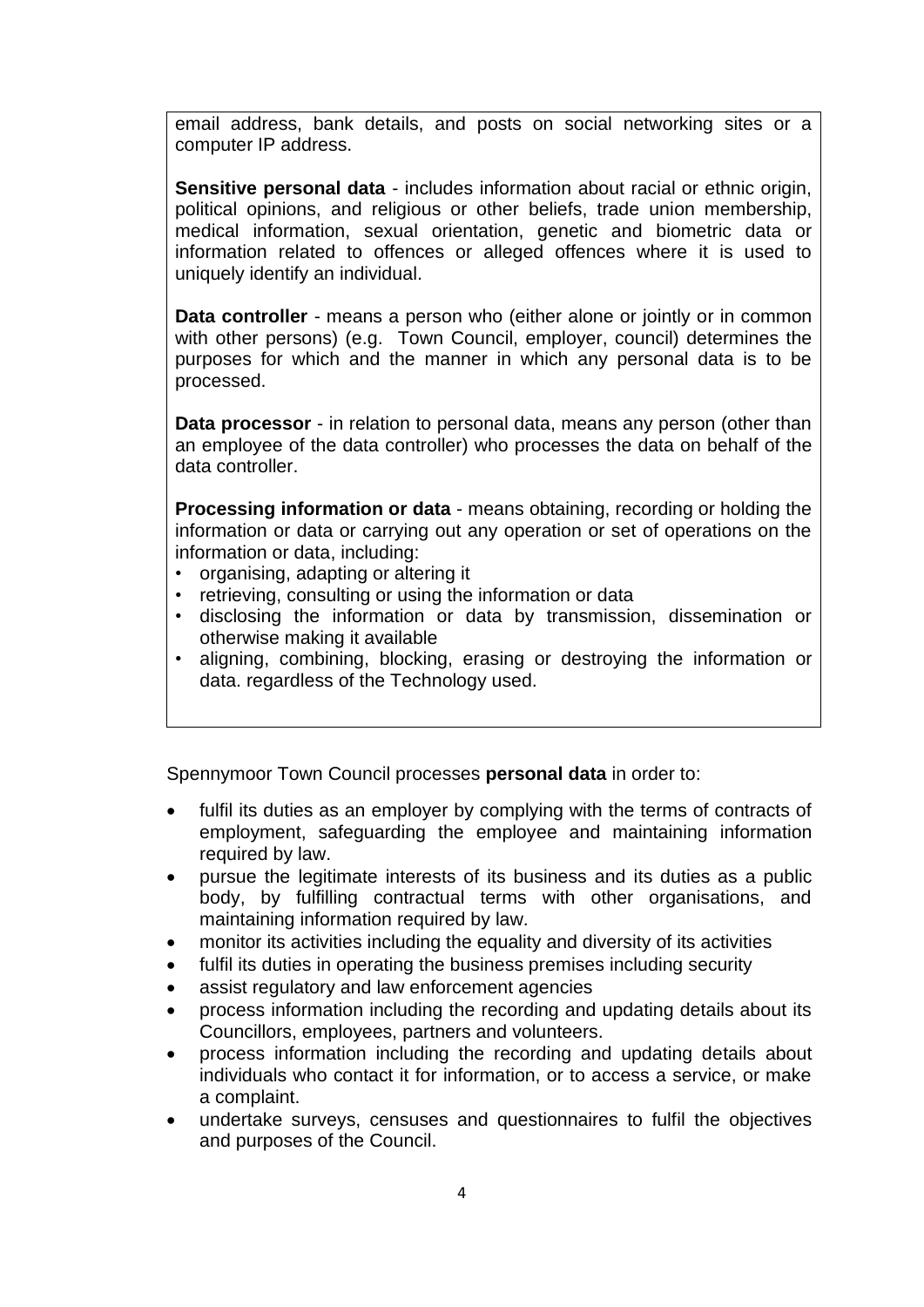email address, bank details, and posts on social networking sites or a computer IP address.

**Sensitive personal data** - includes information about racial or ethnic origin, political opinions, and religious or other beliefs, trade union membership, medical information, sexual orientation, genetic and biometric data or information related to offences or alleged offences where it is used to uniquely identify an individual.

**Data controller** - means a person who (either alone or jointly or in common with other persons) (e.g. Town Council, employer, council) determines the purposes for which and the manner in which any personal data is to be processed.

**Data processor** - in relation to personal data, means any person (other than an employee of the data controller) who processes the data on behalf of the data controller.

**Processing information or data** - means obtaining, recording or holding the information or data or carrying out any operation or set of operations on the information or data, including:

- organising, adapting or altering it
- retrieving, consulting or using the information or data
- disclosing the information or data by transmission, dissemination or otherwise making it available
- aligning, combining, blocking, erasing or destroying the information or data. regardless of the Technology used.

Spennymoor Town Council processes **personal data** in order to:

- fulfil its duties as an employer by complying with the terms of contracts of employment, safeguarding the employee and maintaining information required by law.
- pursue the legitimate interests of its business and its duties as a public body, by fulfilling contractual terms with other organisations, and maintaining information required by law.
- monitor its activities including the equality and diversity of its activities
- fulfil its duties in operating the business premises including security
- assist regulatory and law enforcement agencies
- process information including the recording and updating details about its Councillors, employees, partners and volunteers.
- process information including the recording and updating details about individuals who contact it for information, or to access a service, or make a complaint.
- undertake surveys, censuses and questionnaires to fulfil the objectives and purposes of the Council.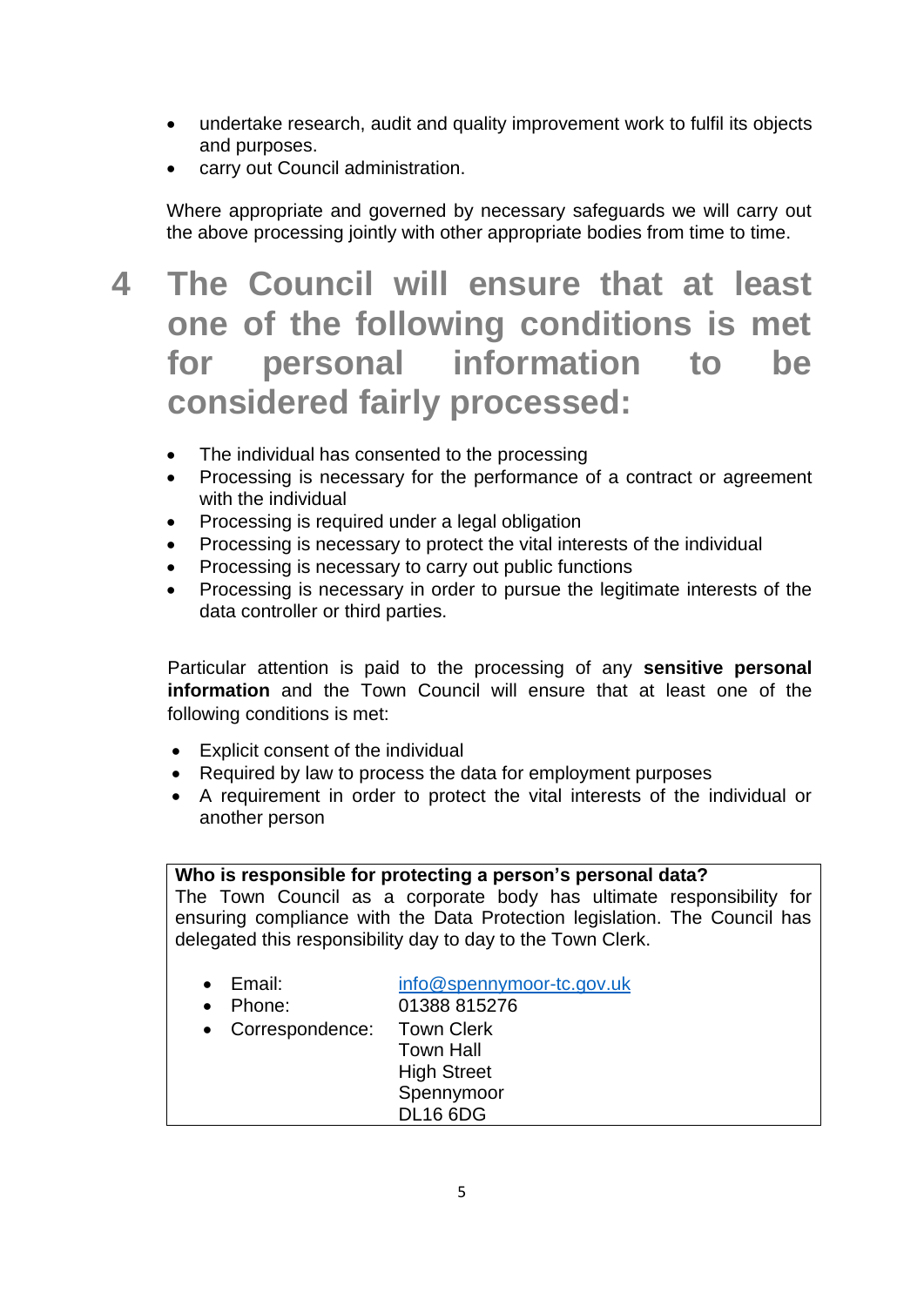- undertake research, audit and quality improvement work to fulfil its objects and purposes.
- carry out Council administration.

Where appropriate and governed by necessary safeguards we will carry out the above processing jointly with other appropriate bodies from time to time.

# 4 The Council will ensure that at least one of the following conditions is met for personal information to be considered fairly processed:

- The individual has consented to the processing
- Processing is necessary for the performance of a contract or agreement with the individual
- Processing is required under a legal obligation
- Processing is necessary to protect the vital interests of the individual
- Processing is necessary to carry out public functions
- Processing is necessary in order to pursue the legitimate interests of the data controller or third parties.

Particular attention is paid to the processing of any **sensitive personal information** and the Town Council will ensure that at least one of the following conditions is met:

- Explicit consent of the individual
- Required by law to process the data for employment purposes
- A requirement in order to protect the vital interests of the individual or another person

**Who is responsible for protecting a person's personal data?**
The Town Council as a corporate body has ultimate responsibility for ensuring compliance with the Data Protection legislation. The Council has delegated this responsibility day to day to the Town Clerk.

- Email: info@spennymoor-tc.gov.uk
- Phone: 01388 815276
- Correspondence: Town Clerk
  Town Hall
  High Street
  Spennymoor
  DL16 6DG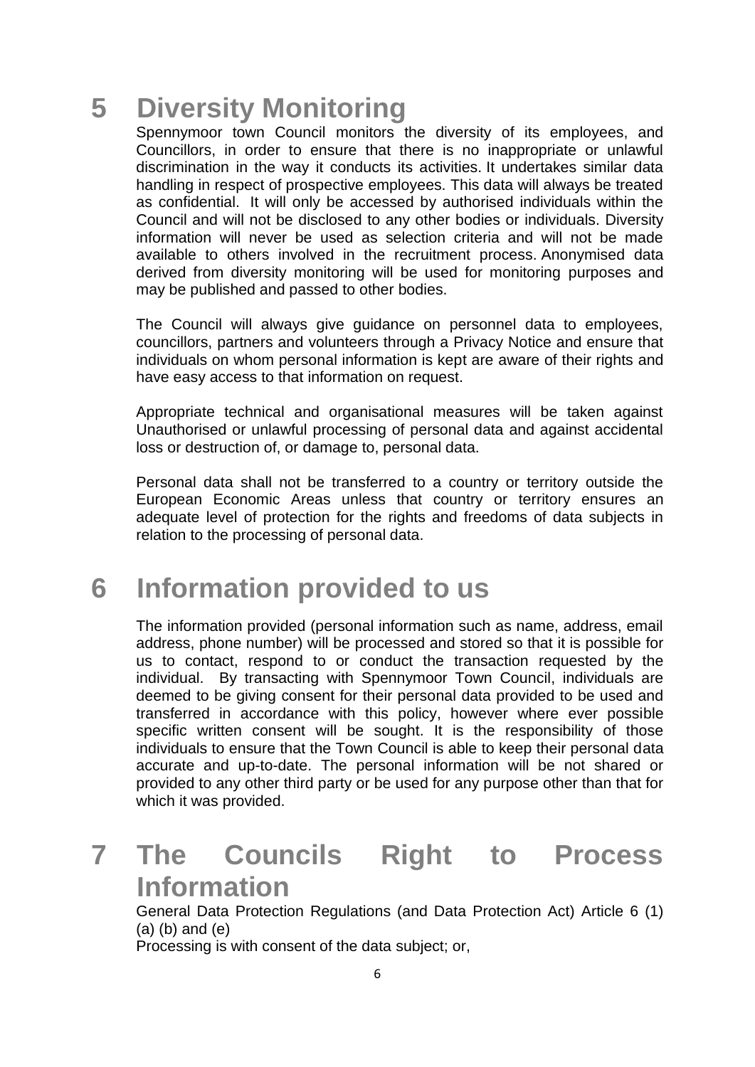# 5 Diversity Monitoring

Spennymoor town Council monitors the diversity of its employees, and Councillors, in order to ensure that there is no inappropriate or unlawful discrimination in the way it conducts its activities. It undertakes similar data handling in respect of prospective employees. This data will always be treated as confidential. It will only be accessed by authorised individuals within the Council and will not be disclosed to any other bodies or individuals. Diversity information will never be used as selection criteria and will not be made available to others involved in the recruitment process. Anonymised data derived from diversity monitoring will be used for monitoring purposes and may be published and passed to other bodies.

The Council will always give guidance on personnel data to employees, councillors, partners and volunteers through a Privacy Notice and ensure that individuals on whom personal information is kept are aware of their rights and have easy access to that information on request.

Appropriate technical and organisational measures will be taken against Unauthorised or unlawful processing of personal data and against accidental loss or destruction of, or damage to, personal data.

Personal data shall not be transferred to a country or territory outside the European Economic Areas unless that country or territory ensures an adequate level of protection for the rights and freedoms of data subjects in relation to the processing of personal data.

# 6 Information provided to us

The information provided (personal information such as name, address, email address, phone number) will be processed and stored so that it is possible for us to contact, respond to or conduct the transaction requested by the individual. By transacting with Spennymoor Town Council, individuals are deemed to be giving consent for their personal data provided to be used and transferred in accordance with this policy, however where ever possible specific written consent will be sought. It is the responsibility of those individuals to ensure that the Town Council is able to keep their personal data accurate and up-to-date. The personal information will be not shared or provided to any other third party or be used for any purpose other than that for which it was provided.

# 7 The Councils Right to Process Information

General Data Protection Regulations (and Data Protection Act) Article 6 (1) (a) (b) and (e)

Processing is with consent of the data subject; or,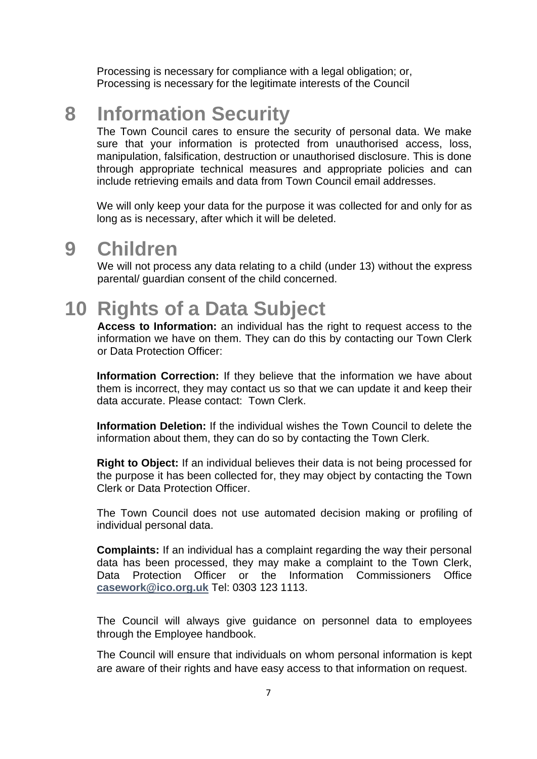Processing is necessary for compliance with a legal obligation; or,
Processing is necessary for the legitimate interests of the Council

# 8 Information Security

The Town Council cares to ensure the security of personal data. We make sure that your information is protected from unauthorised access, loss, manipulation, falsification, destruction or unauthorised disclosure. This is done through appropriate technical measures and appropriate policies and can include retrieving emails and data from Town Council email addresses.

We will only keep your data for the purpose it was collected for and only for as long as is necessary, after which it will be deleted.

# 9 Children

We will not process any data relating to a child (under 13) without the express parental/ guardian consent of the child concerned.

# 10 Rights of a Data Subject

**Access to Information:** an individual has the right to request access to the information we have on them. They can do this by contacting our Town Clerk or Data Protection Officer:

**Information Correction:** If they believe that the information we have about them is incorrect, they may contact us so that we can update it and keep their data accurate. Please contact: Town Clerk.

**Information Deletion:** If the individual wishes the Town Council to delete the information about them, they can do so by contacting the Town Clerk.

**Right to Object:** If an individual believes their data is not being processed for the purpose it has been collected for, they may object by contacting the Town Clerk or Data Protection Officer.

The Town Council does not use automated decision making or profiling of individual personal data.

**Complaints:** If an individual has a complaint regarding the way their personal data has been processed, they may make a complaint to the Town Clerk, Data Protection Officer or the Information Commissioners Office **casework@ico.org.uk** Tel: 0303 123 1113.

The Council will always give guidance on personnel data to employees through the Employee handbook.

The Council will ensure that individuals on whom personal information is kept are aware of their rights and have easy access to that information on request.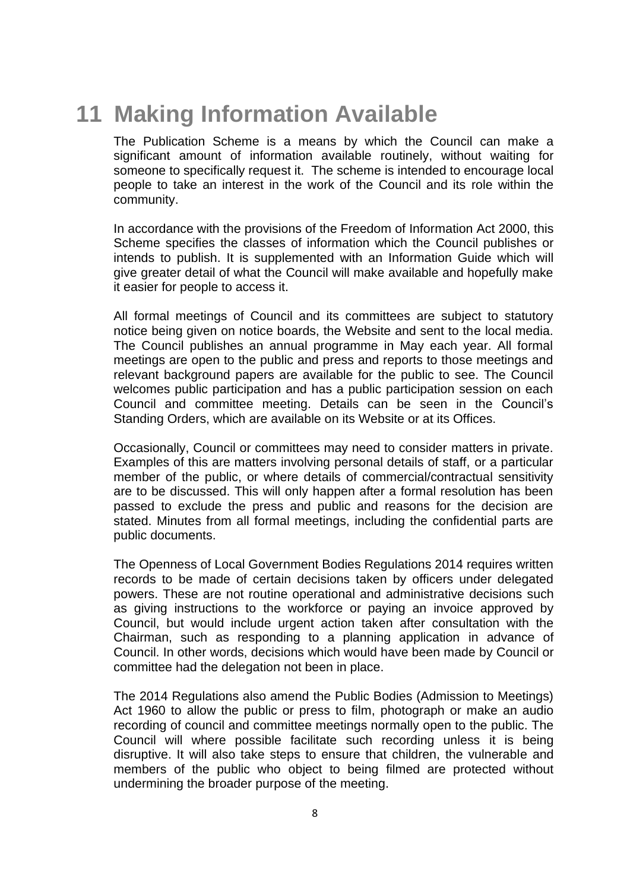# 11 Making Information Available

The Publication Scheme is a means by which the Council can make a significant amount of information available routinely, without waiting for someone to specifically request it. The scheme is intended to encourage local people to take an interest in the work of the Council and its role within the community.

In accordance with the provisions of the Freedom of Information Act 2000, this Scheme specifies the classes of information which the Council publishes or intends to publish. It is supplemented with an Information Guide which will give greater detail of what the Council will make available and hopefully make it easier for people to access it.

All formal meetings of Council and its committees are subject to statutory notice being given on notice boards, the Website and sent to the local media. The Council publishes an annual programme in May each year. All formal meetings are open to the public and press and reports to those meetings and relevant background papers are available for the public to see. The Council welcomes public participation and has a public participation session on each Council and committee meeting. Details can be seen in the Council's Standing Orders, which are available on its Website or at its Offices.

Occasionally, Council or committees may need to consider matters in private. Examples of this are matters involving personal details of staff, or a particular member of the public, or where details of commercial/contractual sensitivity are to be discussed. This will only happen after a formal resolution has been passed to exclude the press and public and reasons for the decision are stated. Minutes from all formal meetings, including the confidential parts are public documents.

The Openness of Local Government Bodies Regulations 2014 requires written records to be made of certain decisions taken by officers under delegated powers. These are not routine operational and administrative decisions such as giving instructions to the workforce or paying an invoice approved by Council, but would include urgent action taken after consultation with the Chairman, such as responding to a planning application in advance of Council. In other words, decisions which would have been made by Council or committee had the delegation not been in place.

The 2014 Regulations also amend the Public Bodies (Admission to Meetings) Act 1960 to allow the public or press to film, photograph or make an audio recording of council and committee meetings normally open to the public. The Council will where possible facilitate such recording unless it is being disruptive. It will also take steps to ensure that children, the vulnerable and members of the public who object to being filmed are protected without undermining the broader purpose of the meeting.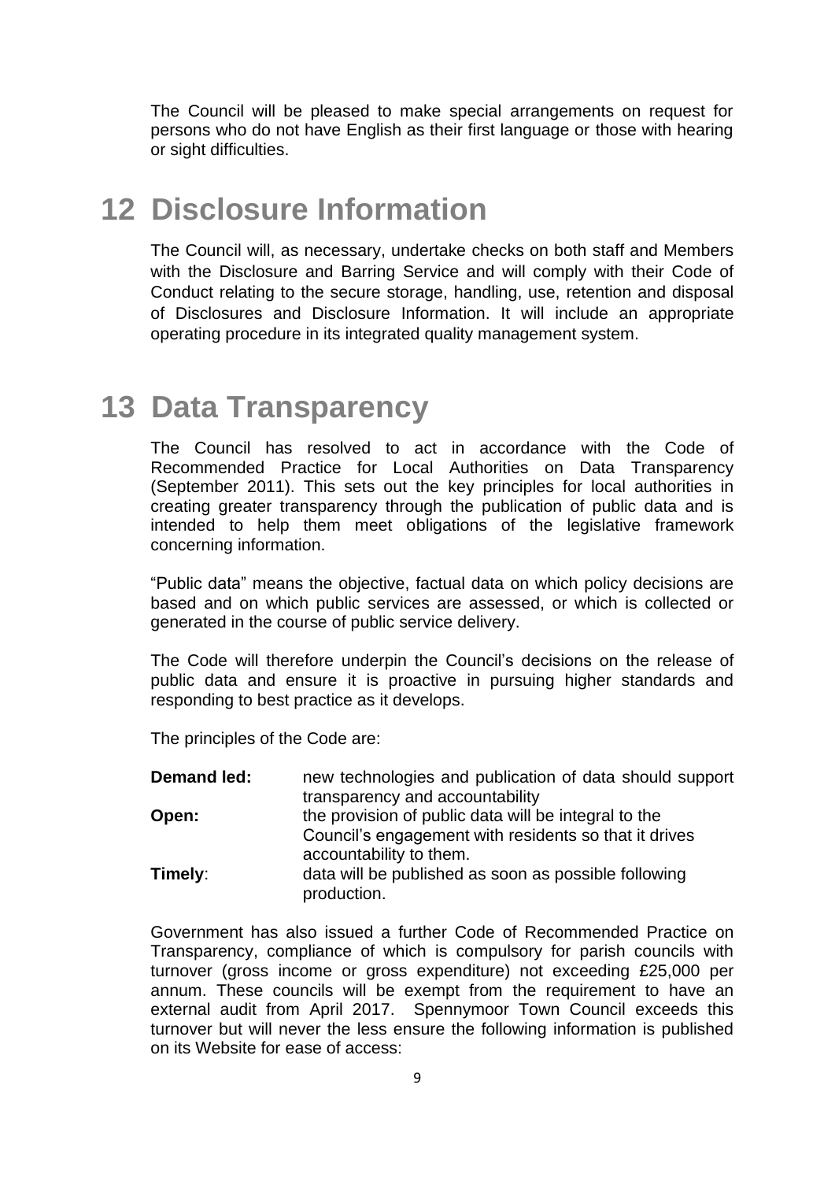The Council will be pleased to make special arrangements on request for persons who do not have English as their first language or those with hearing or sight difficulties.

# 12 Disclosure Information

The Council will, as necessary, undertake checks on both staff and Members with the Disclosure and Barring Service and will comply with their Code of Conduct relating to the secure storage, handling, use, retention and disposal of Disclosures and Disclosure Information. It will include an appropriate operating procedure in its integrated quality management system.

# 13 Data Transparency

The Council has resolved to act in accordance with the Code of Recommended Practice for Local Authorities on Data Transparency (September 2011). This sets out the key principles for local authorities in creating greater transparency through the publication of public data and is intended to help them meet obligations of the legislative framework concerning information.

"Public data" means the objective, factual data on which policy decisions are based and on which public services are assessed, or which is collected or generated in the course of public service delivery.

The Code will therefore underpin the Council's decisions on the release of public data and ensure it is proactive in pursuing higher standards and responding to best practice as it develops.

The principles of the Code are:

**Demand led:** new technologies and publication of data should support transparency and accountability

**Open:** the provision of public data will be integral to the Council's engagement with residents so that it drives accountability to them.

**Timely**: data will be published as soon as possible following production.

Government has also issued a further Code of Recommended Practice on Transparency, compliance of which is compulsory for parish councils with turnover (gross income or gross expenditure) not exceeding £25,000 per annum. These councils will be exempt from the requirement to have an external audit from April 2017. Spennymoor Town Council exceeds this turnover but will never the less ensure the following information is published on its Website for ease of access: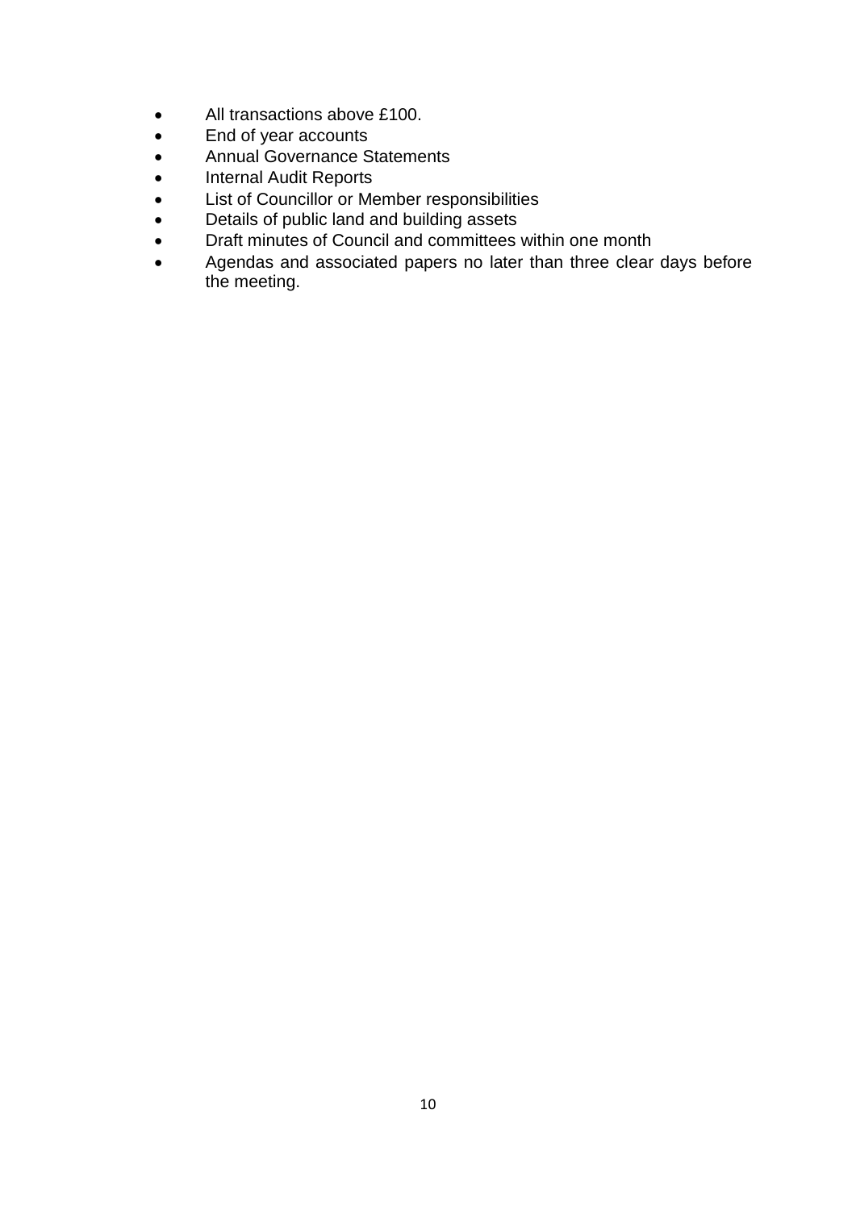- All transactions above £100.
- End of year accounts
- Annual Governance Statements
- Internal Audit Reports
- List of Councillor or Member responsibilities
- Details of public land and building assets
- Draft minutes of Council and committees within one month
- Agendas and associated papers no later than three clear days before the meeting.